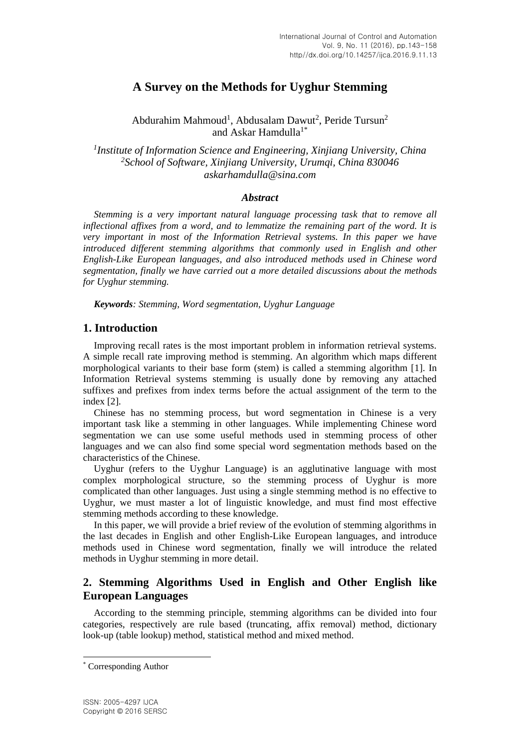# A Survey on the Methods for Uyghur Stemming

Abdurahim Mahmoud[1], Abdusalam Dawut[2], Peride Tursun[2] and Askar Hamdulla[1*]

*[1]Institute of Information Science and Engineering, Xinjiang University, China*
*[2]School of Software, Xinjiang University, Urumqi, China 830046*
*askarhamdulla@sina.com*

### *Abstract*

*Stemming is a very important natural language processing task that to remove all inflectional affixes from a word, and to lemmatize the remaining part of the word. It is very important in most of the Information Retrieval systems. In this paper we have introduced different stemming algorithms that commonly used in English and other English-Like European languages, and also introduced methods used in Chinese word segmentation, finally we have carried out a more detailed discussions about the methods for Uyghur stemming.*

***Keywords**: Stemming, Word segmentation, Uyghur Language*

## 1. Introduction

Improving recall rates is the most important problem in information retrieval systems. A simple recall rate improving method is stemming. An algorithm which maps different morphological variants to their base form (stem) is called a stemming algorithm [1]. In Information Retrieval systems stemming is usually done by removing any attached suffixes and prefixes from index terms before the actual assignment of the term to the index [2].

Chinese has no stemming process, but word segmentation in Chinese is a very important task like a stemming in other languages. While implementing Chinese word segmentation we can use some useful methods used in stemming process of other languages and we can also find some special word segmentation methods based on the characteristics of the Chinese.

Uyghur (refers to the Uyghur Language) is an agglutinative language with most complex morphological structure, so the stemming process of Uyghur is more complicated than other languages. Just using a single stemming method is no effective to Uyghur, we must master a lot of linguistic knowledge, and must find most effective stemming methods according to these knowledge.

In this paper, we will provide a brief review of the evolution of stemming algorithms in the last decades in English and other English-Like European languages, and introduce methods used in Chinese word segmentation, finally we will introduce the related methods in Uyghur stemming in more detail.

## 2. Stemming Algorithms Used in English and Other English like European Languages

According to the stemming principle, stemming algorithms can be divided into four categories, respectively are rule based (truncating, affix removal) method, dictionary look-up (table lookup) method, statistical method and mixed method.

---

[*] Corresponding Author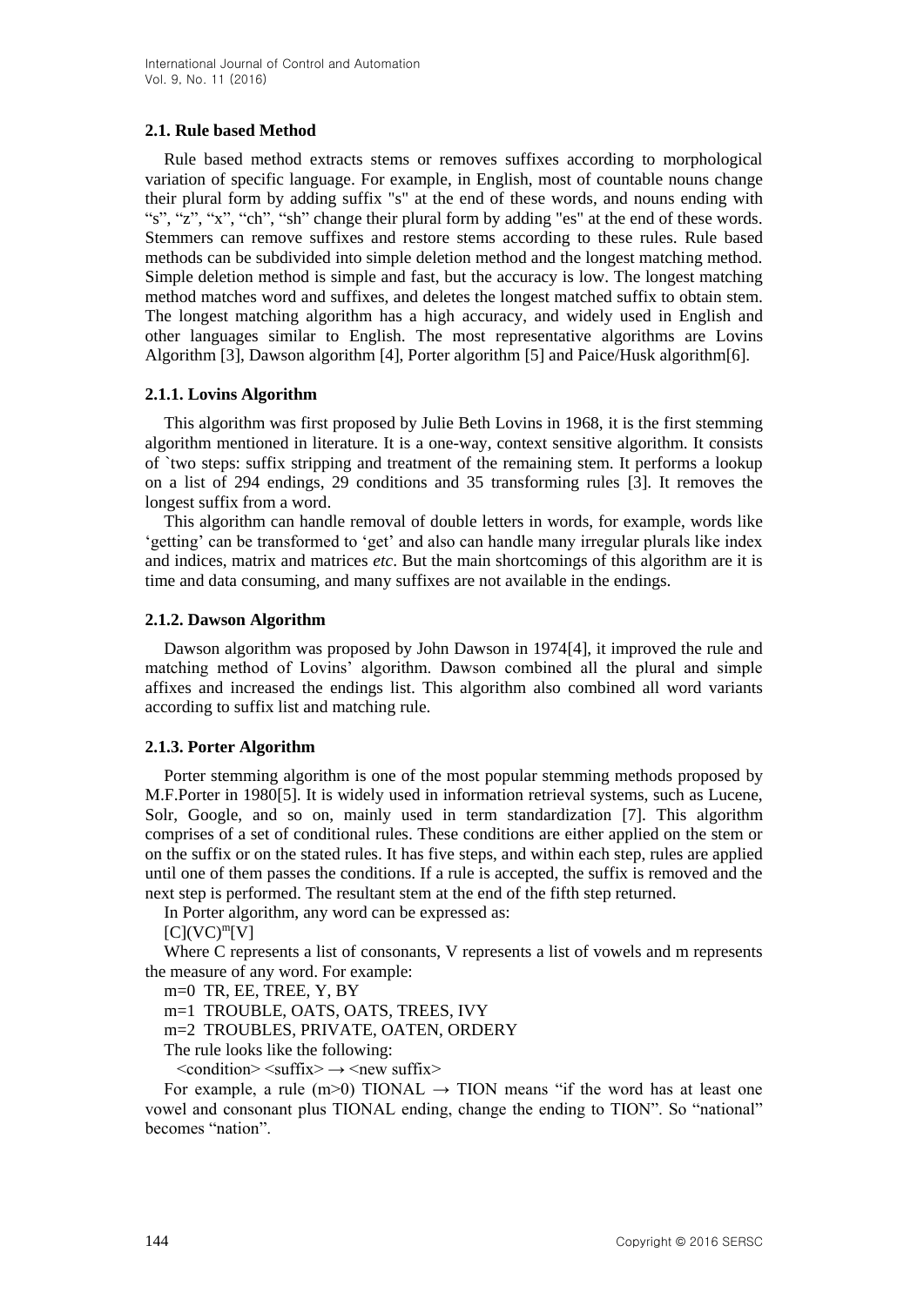### 2.1. Rule based Method

Rule based method extracts stems or removes suffixes according to morphological variation of specific language. For example, in English, most of countable nouns change their plural form by adding suffix "s" at the end of these words, and nouns ending with "s", "z", "x", "ch", "sh" change their plural form by adding "es" at the end of these words. Stemmers can remove suffixes and restore stems according to these rules. Rule based methods can be subdivided into simple deletion method and the longest matching method. Simple deletion method is simple and fast, but the accuracy is low. The longest matching method matches word and suffixes, and deletes the longest matched suffix to obtain stem. The longest matching algorithm has a high accuracy, and widely used in English and other languages similar to English. The most representative algorithms are Lovins Algorithm [3], Dawson algorithm [4], Porter algorithm [5] and Paice/Husk algorithm[6].

#### 2.1.1. Lovins Algorithm

This algorithm was first proposed by Julie Beth Lovins in 1968, it is the first stemming algorithm mentioned in literature. It is a one-way, context sensitive algorithm. It consists of `two steps: suffix stripping and treatment of the remaining stem. It performs a lookup on a list of 294 endings, 29 conditions and 35 transforming rules [3]. It removes the longest suffix from a word.

This algorithm can handle removal of double letters in words, for example, words like 'getting' can be transformed to 'get' and also can handle many irregular plurals like index and indices, matrix and matrices *etc*. But the main shortcomings of this algorithm are it is time and data consuming, and many suffixes are not available in the endings.

#### 2.1.2. Dawson Algorithm

Dawson algorithm was proposed by John Dawson in 1974[4], it improved the rule and matching method of Lovins' algorithm. Dawson combined all the plural and simple affixes and increased the endings list. This algorithm also combined all word variants according to suffix list and matching rule.

#### 2.1.3. Porter Algorithm

Porter stemming algorithm is one of the most popular stemming methods proposed by M.F.Porter in 1980[5]. It is widely used in information retrieval systems, such as Lucene, Solr, Google, and so on, mainly used in term standardization [7]. This algorithm comprises of a set of conditional rules. These conditions are either applied on the stem or on the suffix or on the stated rules. It has five steps, and within each step, rules are applied until one of them passes the conditions. If a rule is accepted, the suffix is removed and the next step is performed. The resultant stem at the end of the fifth step returned.

In Porter algorithm, any word can be expressed as:

$[C](VC)^m[V]$

Where C represents a list of consonants, V represents a list of vowels and m represents the measure of any word. For example:

m=0 TR, EE, TREE, Y, BY

m=1 TROUBLE, OATS, OATS, TREES, IVY

m=2 TROUBLES, PRIVATE, OATEN, ORDERY

The rule looks like the following:

<condition> <suffix> → <new suffix>

For example, a rule (m>0) TIONAL → TION means "if the word has at least one vowel and consonant plus TIONAL ending, change the ending to TION". So "national" becomes "nation".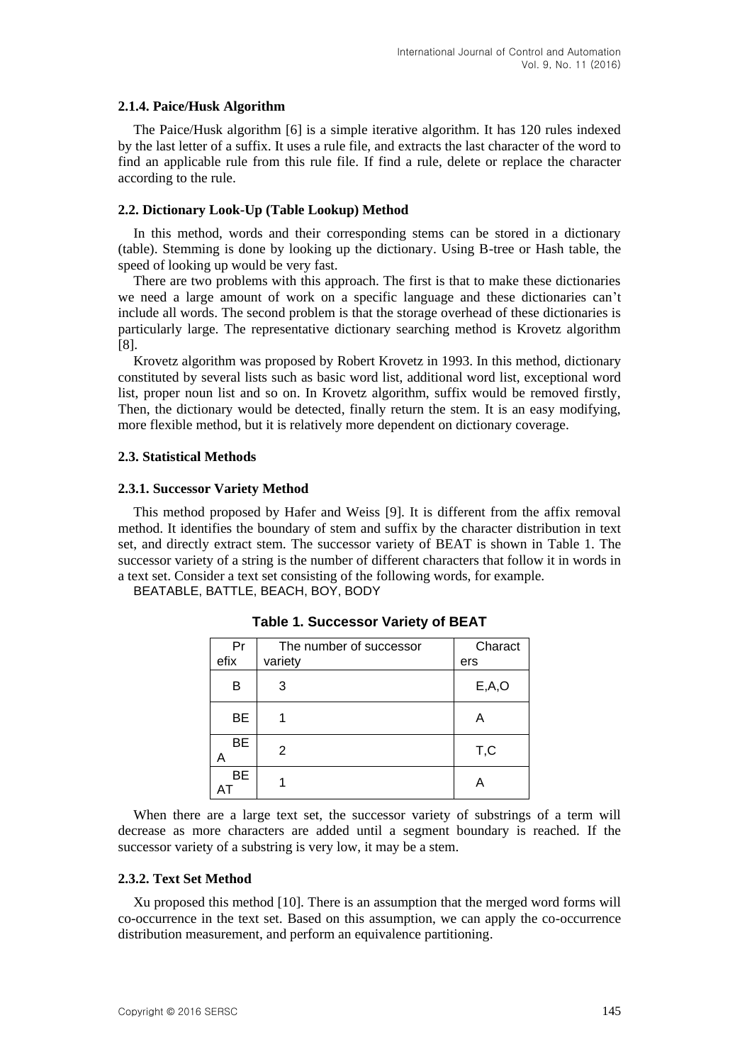### 2.1.4. Paice/Husk Algorithm

The Paice/Husk algorithm [6] is a simple iterative algorithm. It has 120 rules indexed by the last letter of a suffix. It uses a rule file, and extracts the last character of the word to find an applicable rule from this rule file. If find a rule, delete or replace the character according to the rule.

## 2.2. Dictionary Look-Up (Table Lookup) Method

In this method, words and their corresponding stems can be stored in a dictionary (table). Stemming is done by looking up the dictionary. Using B-tree or Hash table, the speed of looking up would be very fast.

There are two problems with this approach. The first is that to make these dictionaries we need a large amount of work on a specific language and these dictionaries can't include all words. The second problem is that the storage overhead of these dictionaries is particularly large. The representative dictionary searching method is Krovetz algorithm [8].

Krovetz algorithm was proposed by Robert Krovetz in 1993. In this method, dictionary constituted by several lists such as basic word list, additional word list, exceptional word list, proper noun list and so on. In Krovetz algorithm, suffix would be removed firstly, Then, the dictionary would be detected, finally return the stem. It is an easy modifying, more flexible method, but it is relatively more dependent on dictionary coverage.

## 2.3. Statistical Methods

### 2.3.1. Successor Variety Method

This method proposed by Hafer and Weiss [9]. It is different from the affix removal method. It identifies the boundary of stem and suffix by the character distribution in text set, and directly extract stem. The successor variety of BEAT is shown in Table 1. The successor variety of a string is the number of different characters that follow it in words in a text set. Consider a text set consisting of the following words, for example.

BEATABLE, BATTLE, BEACH, BOY, BODY

**Table 1. Successor Variety of BEAT**

| Prefix | The number of successor variety | Characters |
|---|---|---|
| B | 3 | E,A,O |
| BE | 1 | A |
| BEA | 2 | T,C |
| BEAT | 1 | A |

When there are a large text set, the successor variety of substrings of a term will decrease as more characters are added until a segment boundary is reached. If the successor variety of a substring is very low, it may be a stem.

### 2.3.2. Text Set Method

Xu proposed this method [10]. There is an assumption that the merged word forms will co-occurrence in the text set. Based on this assumption, we can apply the co-occurrence distribution measurement, and perform an equivalence partitioning.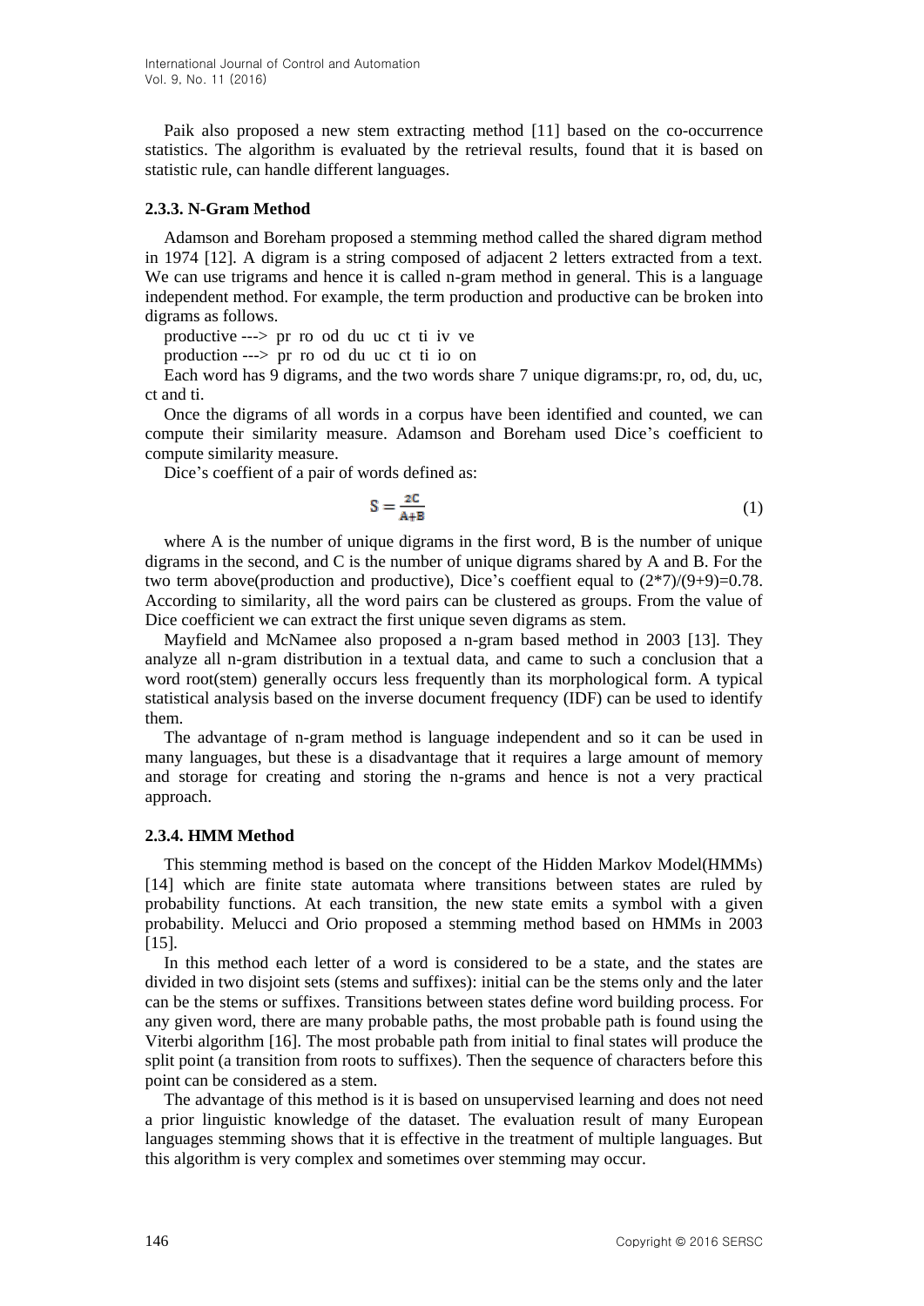Paik also proposed a new stem extracting method [11] based on the co-occurrence statistics. The algorithm is evaluated by the retrieval results, found that it is based on statistic rule, can handle different languages.

### 2.3.3. N-Gram Method

Adamson and Boreham proposed a stemming method called the shared digram method in 1974 [12]. A digram is a string composed of adjacent 2 letters extracted from a text. We can use trigrams and hence it is called n-gram method in general. This is a language independent method. For example, the term production and productive can be broken into digrams as follows.

productive ---> pr ro od du uc ct ti iv ve

production ---> pr ro od du uc ct ti io on

Each word has 9 digrams, and the two words share 7 unique digrams:pr, ro, od, du, uc, ct and ti.

Once the digrams of all words in a corpus have been identified and counted, we can compute their similarity measure. Adamson and Boreham used Dice's coefficient to compute similarity measure.

Dice's coeffient of a pair of words defined as:

$$S = \frac{2C}{A+B} \tag{1}$$

where A is the number of unique digrams in the first word, B is the number of unique digrams in the second, and C is the number of unique digrams shared by A and B. For the two term above(production and productive), Dice's coeffient equal to (2*7)/(9+9)=0.78. According to similarity, all the word pairs can be clustered as groups. From the value of Dice coefficient we can extract the first unique seven digrams as stem.

Mayfield and McNamee also proposed a n-gram based method in 2003 [13]. They analyze all n-gram distribution in a textual data, and came to such a conclusion that a word root(stem) generally occurs less frequently than its morphological form. A typical statistical analysis based on the inverse document frequency (IDF) can be used to identify them.

The advantage of n-gram method is language independent and so it can be used in many languages, but these is a disadvantage that it requires a large amount of memory and storage for creating and storing the n-grams and hence is not a very practical approach.

### 2.3.4. HMM Method

This stemming method is based on the concept of the Hidden Markov Model(HMMs) [14] which are finite state automata where transitions between states are ruled by probability functions. At each transition, the new state emits a symbol with a given probability. Melucci and Orio proposed a stemming method based on HMMs in 2003 [15].

In this method each letter of a word is considered to be a state, and the states are divided in two disjoint sets (stems and suffixes): initial can be the stems only and the later can be the stems or suffixes. Transitions between states define word building process. For any given word, there are many probable paths, the most probable path is found using the Viterbi algorithm [16]. The most probable path from initial to final states will produce the split point (a transition from roots to suffixes). Then the sequence of characters before this point can be considered as a stem.

The advantage of this method is it is based on unsupervised learning and does not need a prior linguistic knowledge of the dataset. The evaluation result of many European languages stemming shows that it is effective in the treatment of multiple languages. But this algorithm is very complex and sometimes over stemming may occur.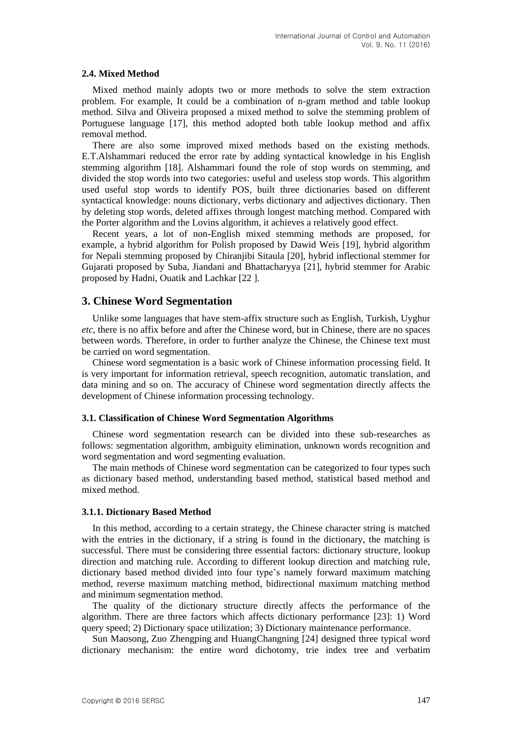### 2.4. Mixed Method

Mixed method mainly adopts two or more methods to solve the stem extraction problem. For example, It could be a combination of n-gram method and table lookup method. Silva and Oliveira proposed a mixed method to solve the stemming problem of Portuguese language [17], this method adopted both table lookup method and affix removal method.

There are also some improved mixed methods based on the existing methods. E.T.Alshammari reduced the error rate by adding syntactical knowledge in his English stemming algorithm [18]. Alshammari found the role of stop words on stemming, and divided the stop words into two categories: useful and useless stop words. This algorithm used useful stop words to identify POS, built three dictionaries based on different syntactical knowledge: nouns dictionary, verbs dictionary and adjectives dictionary. Then by deleting stop words, deleted affixes through longest matching method. Compared with the Porter algorithm and the Lovins algorithm, it achieves a relatively good effect.

Recent years, a lot of non-English mixed stemming methods are proposed, for example, a hybrid algorithm for Polish proposed by Dawid Weis [19], hybrid algorithm for Nepali stemming proposed by Chiranjibi Sitaula [20], hybrid inflectional stemmer for Gujarati proposed by Suba, Jiandani and Bhattacharyya [21], hybrid stemmer for Arabic proposed by Hadni, Ouatik and Lachkar [22 ].

## 3. Chinese Word Segmentation

Unlike some languages that have stem-affix structure such as English, Turkish, Uyghur *etc*, there is no affix before and after the Chinese word, but in Chinese, there are no spaces between words. Therefore, in order to further analyze the Chinese, the Chinese text must be carried on word segmentation.

Chinese word segmentation is a basic work of Chinese information processing field. It is very important for information retrieval, speech recognition, automatic translation, and data mining and so on. The accuracy of Chinese word segmentation directly affects the development of Chinese information processing technology.

### 3.1. Classification of Chinese Word Segmentation Algorithms

Chinese word segmentation research can be divided into these sub-researches as follows: segmentation algorithm, ambiguity elimination, unknown words recognition and word segmentation and word segmenting evaluation.

The main methods of Chinese word segmentation can be categorized to four types such as dictionary based method, understanding based method, statistical based method and mixed method.

#### 3.1.1. Dictionary Based Method

In this method, according to a certain strategy, the Chinese character string is matched with the entries in the dictionary, if a string is found in the dictionary, the matching is successful. There must be considering three essential factors: dictionary structure, lookup direction and matching rule. According to different lookup direction and matching rule, dictionary based method divided into four type's namely forward maximum matching method, reverse maximum matching method, bidirectional maximum matching method and minimum segmentation method.

The quality of the dictionary structure directly affects the performance of the algorithm. There are three factors which affects dictionary performance [23]: 1) Word query speed; 2) Dictionary space utilization; 3) Dictionary maintenance performance.

Sun Maosong, Zuo Zhengping and HuangChangning [24] designed three typical word dictionary mechanism: the entire word dichotomy, trie index tree and verbatim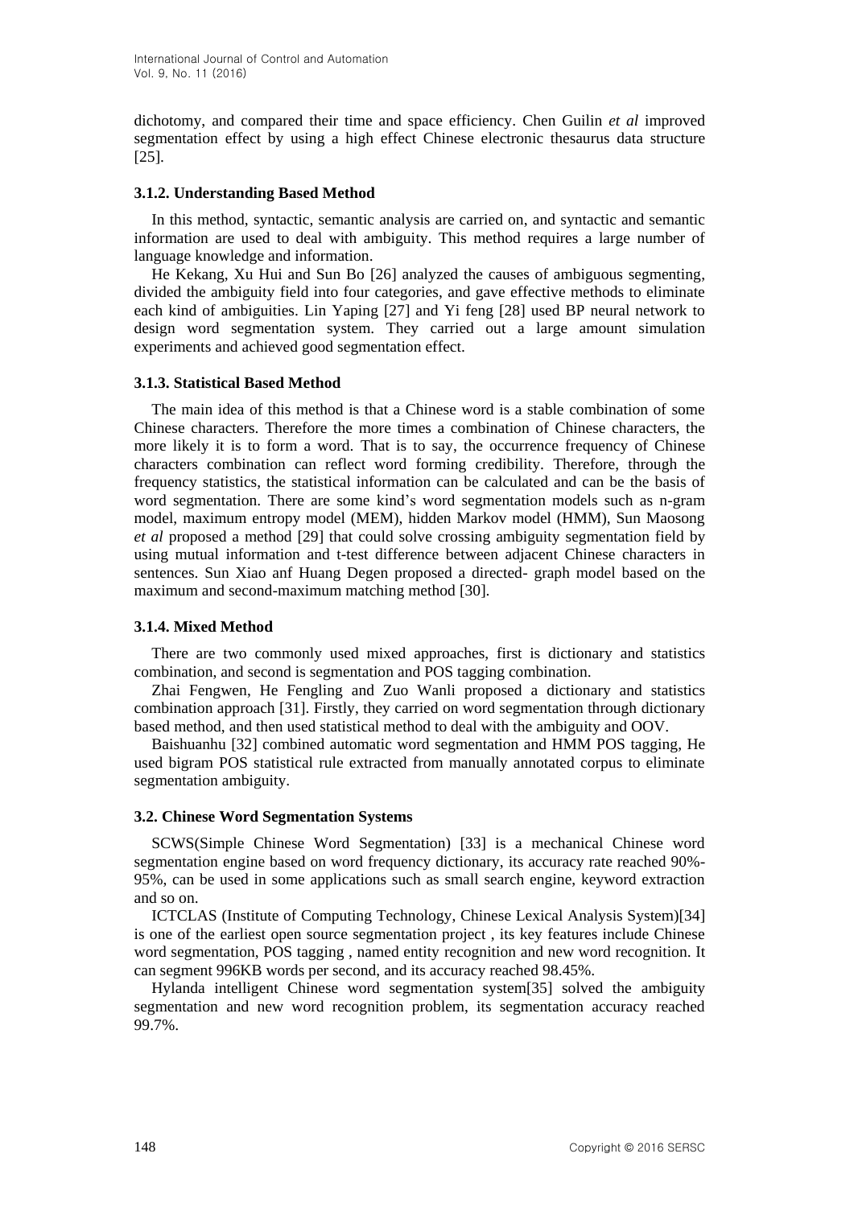dichotomy, and compared their time and space efficiency. Chen Guilin *et al* improved segmentation effect by using a high effect Chinese electronic thesaurus data structure [25].

### 3.1.2. Understanding Based Method

In this method, syntactic, semantic analysis are carried on, and syntactic and semantic information are used to deal with ambiguity. This method requires a large number of language knowledge and information.

He Kekang, Xu Hui and Sun Bo [26] analyzed the causes of ambiguous segmenting, divided the ambiguity field into four categories, and gave effective methods to eliminate each kind of ambiguities. Lin Yaping [27] and Yi feng [28] used BP neural network to design word segmentation system. They carried out a large amount simulation experiments and achieved good segmentation effect.

### 3.1.3. Statistical Based Method

The main idea of this method is that a Chinese word is a stable combination of some Chinese characters. Therefore the more times a combination of Chinese characters, the more likely it is to form a word. That is to say, the occurrence frequency of Chinese characters combination can reflect word forming credibility. Therefore, through the frequency statistics, the statistical information can be calculated and can be the basis of word segmentation. There are some kind's word segmentation models such as n-gram model, maximum entropy model (MEM), hidden Markov model (HMM), Sun Maosong *et al* proposed a method [29] that could solve crossing ambiguity segmentation field by using mutual information and t-test difference between adjacent Chinese characters in sentences. Sun Xiao anf Huang Degen proposed a directed- graph model based on the maximum and second-maximum matching method [30].

### 3.1.4. Mixed Method

There are two commonly used mixed approaches, first is dictionary and statistics combination, and second is segmentation and POS tagging combination.

Zhai Fengwen, He Fengling and Zuo Wanli proposed a dictionary and statistics combination approach [31]. Firstly, they carried on word segmentation through dictionary based method, and then used statistical method to deal with the ambiguity and OOV.

Baishuanhu [32] combined automatic word segmentation and HMM POS tagging, He used bigram POS statistical rule extracted from manually annotated corpus to eliminate segmentation ambiguity.

## 3.2. Chinese Word Segmentation Systems

SCWS(Simple Chinese Word Segmentation) [33] is a mechanical Chinese word segmentation engine based on word frequency dictionary, its accuracy rate reached 90%-95%, can be used in some applications such as small search engine, keyword extraction and so on.

ICTCLAS (Institute of Computing Technology, Chinese Lexical Analysis System)[34] is one of the earliest open source segmentation project , its key features include Chinese word segmentation, POS tagging , named entity recognition and new word recognition. It can segment 996KB words per second, and its accuracy reached 98.45%.

Hylanda intelligent Chinese word segmentation system[35] solved the ambiguity segmentation and new word recognition problem, its segmentation accuracy reached 99.7%.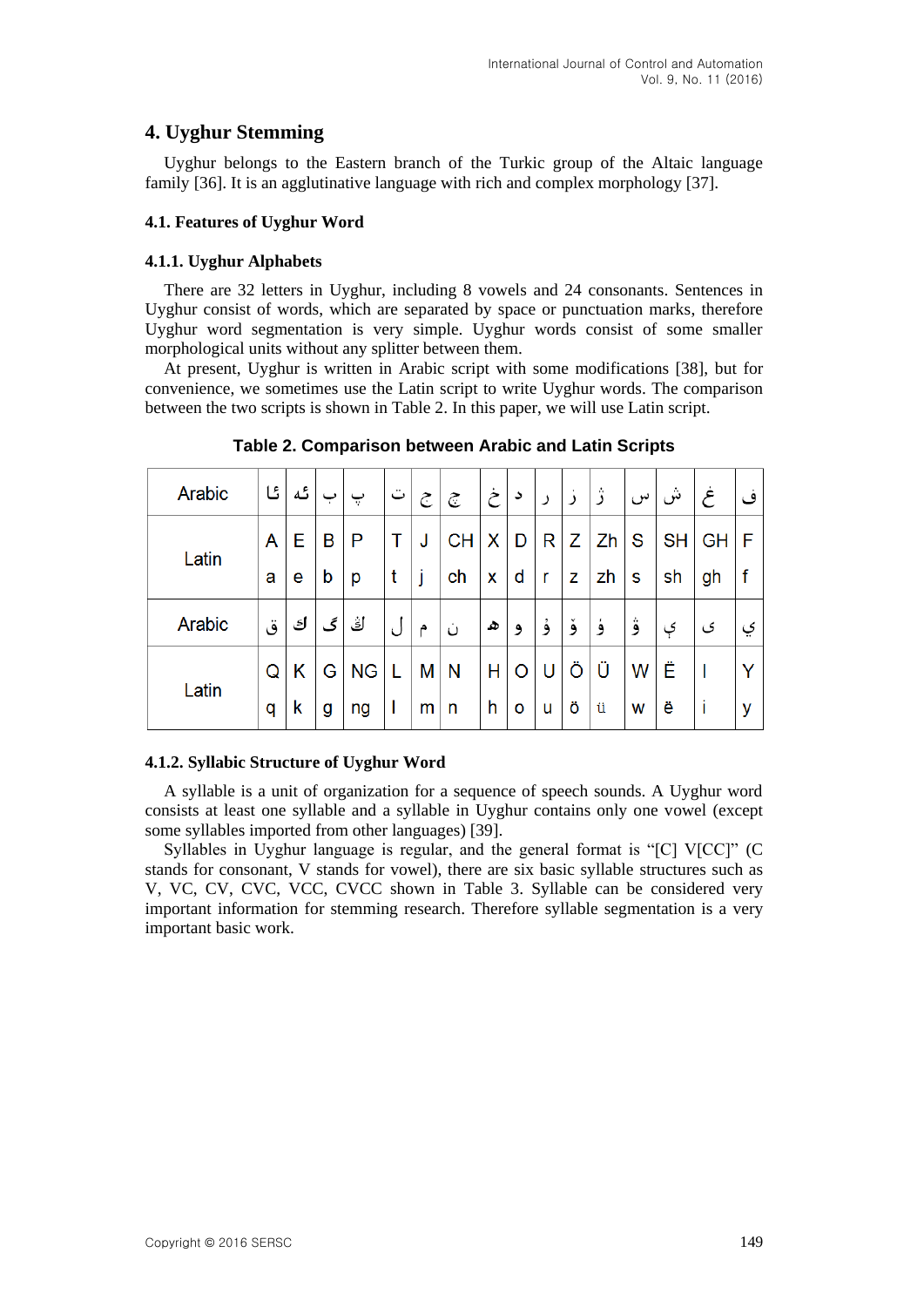## 4. Uyghur Stemming

Uyghur belongs to the Eastern branch of the Turkic group of the Altaic language family [36]. It is an agglutinative language with rich and complex morphology [37].

### 4.1. Features of Uyghur Word

#### 4.1.1. Uyghur Alphabets

There are 32 letters in Uyghur, including 8 vowels and 24 consonants. Sentences in Uyghur consist of words, which are separated by space or punctuation marks, therefore Uyghur word segmentation is very simple. Uyghur words consist of some smaller morphological units without any splitter between them.

At present, Uyghur is written in Arabic script with some modifications [38], but for convenience, we sometimes use the Latin script to write Uyghur words. The comparison between the two scripts is shown in Table 2. In this paper, we will use Latin script.

**Table 2. Comparison between Arabic and Latin Scripts**

| Arabic | ئا | ئە | ب | پ | ت | ج | چ | خ | د | ر | ز | ژ | س | ش | غ | ف |
|---|---|---|---|---|---|---|---|---|---|---|---|---|---|---|---|---|
| Latin | A<br>a | E<br>e | B<br>b | P<br>p | T<br>t | J<br>j | CH<br>ch | X<br>x | D<br>d | R<br>r | Z<br>z | Zh<br>zh | S<br>s | SH<br>sh | GH<br>gh | F<br>f |
| Arabic | ق | ك | گ | ڭ | ل | م | ن | ھ | و | ۇ | ۆ | ۈ | ۋ | ې | ى | ي |
| Latin | Q<br>q | K<br>k | G<br>g | NG<br>ng | L<br>l | M<br>m | N<br>n | H<br>h | O<br>o | U<br>u | Ö<br>ö | Ü<br>ü | W<br>w | Ë<br>ë | I<br>i | Y<br>y |

#### 4.1.2. Syllabic Structure of Uyghur Word

A syllable is a unit of organization for a sequence of speech sounds. A Uyghur word consists at least one syllable and a syllable in Uyghur contains only one vowel (except some syllables imported from other languages) [39].

Syllables in Uyghur language is regular, and the general format is "[C] V[CC]" (C stands for consonant, V stands for vowel), there are six basic syllable structures such as V, VC, CV, CVC, VCC, CVCC shown in Table 3. Syllable can be considered very important information for stemming research. Therefore syllable segmentation is a very important basic work.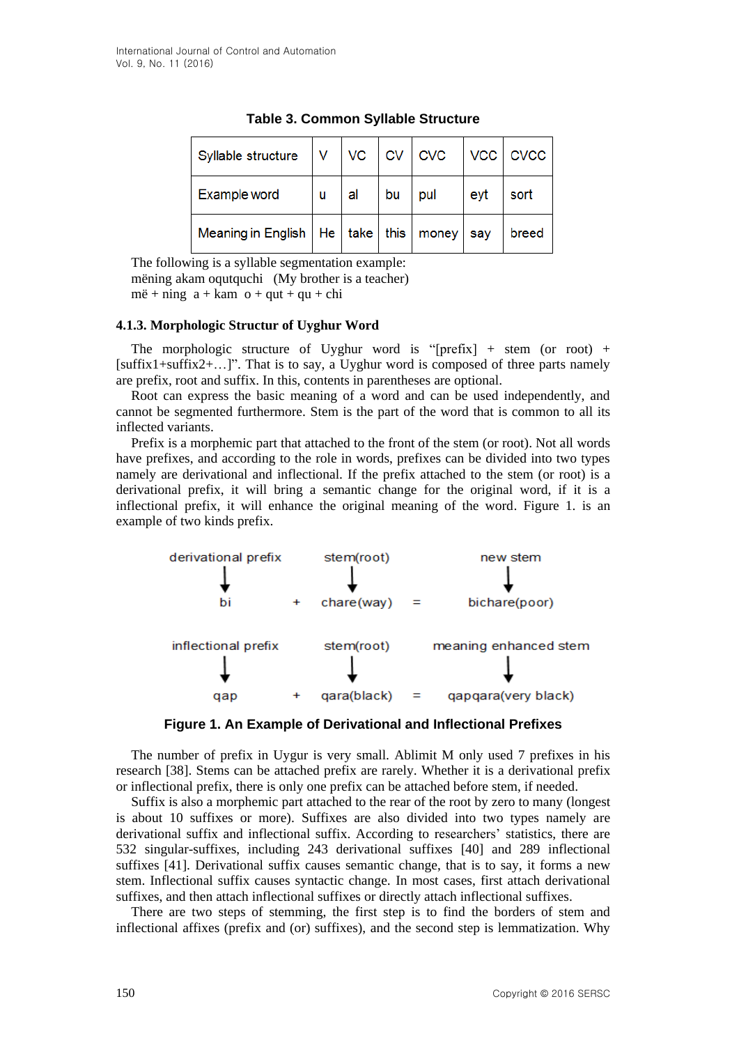**Table 3. Common Syllable Structure**

| Syllable structure | V | VC | CV | CVC | VCC | CVCC |
|---|---|---|---|---|---|---|
| Example word | u | al | bu | pul | eyt | sort |
| Meaning in English | He | take | this | money | say | breed |

The following is a syllable segmentation example:
mëning akam oqutquchi (My brother is a teacher)
më + ning a + kam o + qut + qu + chi

### 4.1.3. Morphologic Structur of Uyghur Word

The morphologic structure of Uyghur word is "[prefix] + stem (or root) + [suffix1+suffix2+…]". That is to say, a Uyghur word is composed of three parts namely are prefix, root and suffix. In this, contents in parentheses are optional.

Root can express the basic meaning of a word and can be used independently, and cannot be segmented furthermore. Stem is the part of the word that is common to all its inflected variants.

Prefix is a morphemic part that attached to the front of the stem (or root). Not all words have prefixes, and according to the role in words, prefixes can be divided into two types namely are derivational and inflectional. If the prefix attached to the stem (or root) is a derivational prefix, it will bring a semantic change for the original word, if it is a inflectional prefix, it will enhance the original meaning of the word. Figure 1. is an example of two kinds prefix.

| derivational prefix | | stem(root) | | new stem |
|---|---|---|---|---|
| ↓ | | ↓ | | ↓ |
| bi | + | chare(way) | = | bichare(poor) |
| inflectional prefix | | stem(root) | | meaning enhanced stem |
| ↓ | | ↓ | | ↓ |
| qap | + | qara(black) | = | qapqara(very black) |

**Figure 1. An Example of Derivational and Inflectional Prefixes**

The number of prefix in Uygur is very small. Ablimit M only used 7 prefixes in his research [38]. Stems can be attached prefix are rarely. Whether it is a derivational prefix or inflectional prefix, there is only one prefix can be attached before stem, if needed.

Suffix is also a morphemic part attached to the rear of the root by zero to many (longest is about 10 suffixes or more). Suffixes are also divided into two types namely are derivational suffix and inflectional suffix. According to researchers' statistics, there are 532 singular-suffixes, including 243 derivational suffixes [40] and 289 inflectional suffixes [41]. Derivational suffix causes semantic change, that is to say, it forms a new stem. Inflectional suffix causes syntactic change. In most cases, first attach derivational suffixes, and then attach inflectional suffixes or directly attach inflectional suffixes.

There are two steps of stemming, the first step is to find the borders of stem and inflectional affixes (prefix and (or) suffixes), and the second step is lemmatization. Why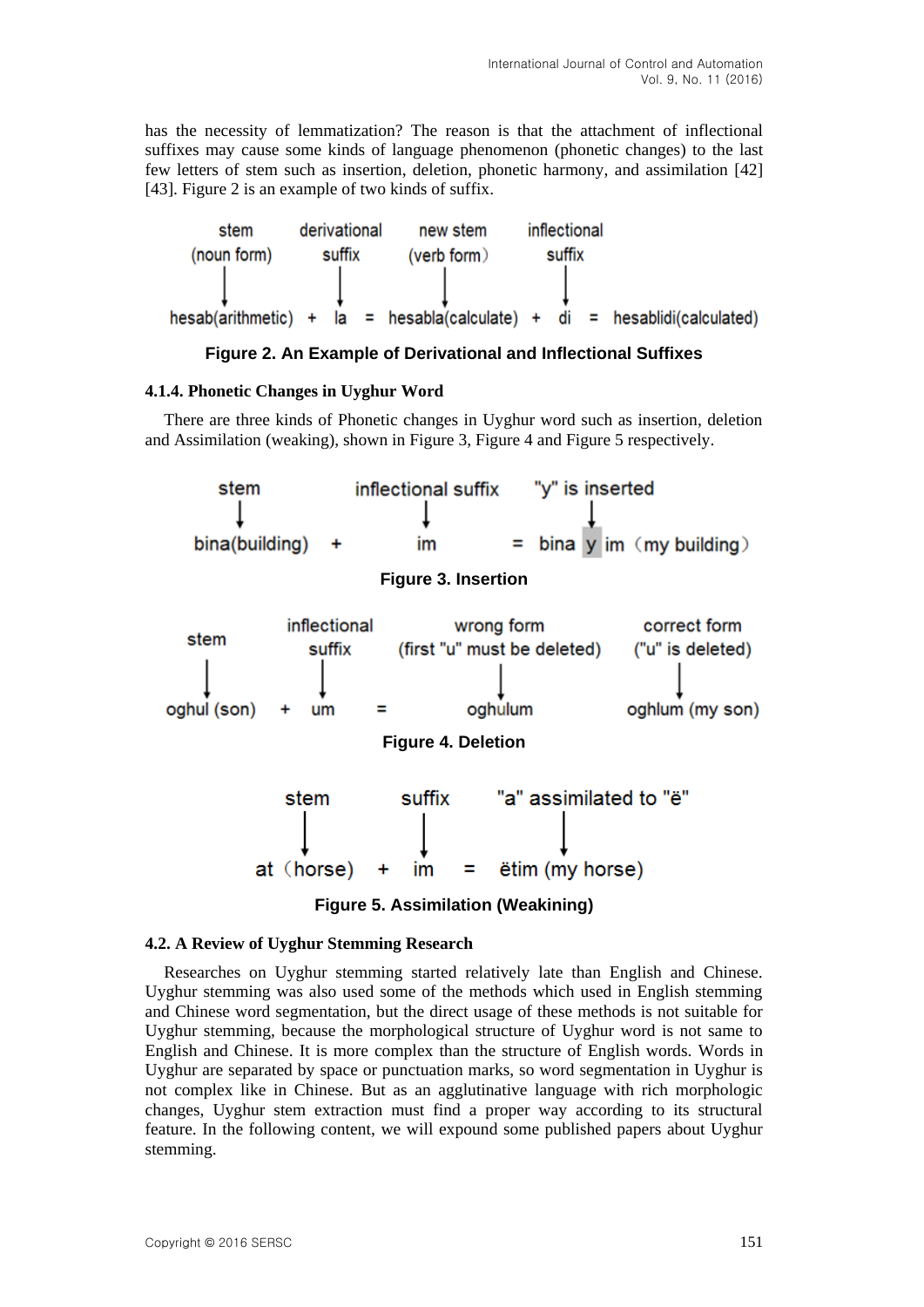has the necessity of lemmatization? The reason is that the attachment of inflectional suffixes may cause some kinds of language phenomenon (phonetic changes) to the last few letters of stem such as insertion, deletion, phonetic harmony, and assimilation [42] [43]. Figure 2 is an example of two kinds of suffix.

stem (noun form) → hesab(arithmetic) + derivational suffix → la = new stem (verb form) → hesabla(calculate) + inflectional suffix → di = hesablidi(calculated)

**Figure 2. An Example of Derivational and Inflectional Suffixes**

### 4.1.4. Phonetic Changes in Uyghur Word

There are three kinds of Phonetic changes in Uyghur word such as insertion, deletion and Assimilation (weaking), shown in Figure 3, Figure 4 and Figure 5 respectively.

stem → bina(building) + inflectional suffix → im = bina y im (my building) ("y" is inserted)

**Figure 3. Insertion**

stem → oghul (son) + inflectional suffix → um = wrong form (first "u" must be deleted) → oghulum; correct form ("u" is deleted) → oghlum (my son)

**Figure 4. Deletion**

stem → at (horse) + suffix → im = ëtim (my horse) ("a" assimilated to "ë")

**Figure 5. Assimilation (Weakining)**

## 4.2. A Review of Uyghur Stemming Research

Researches on Uyghur stemming started relatively late than English and Chinese. Uyghur stemming was also used some of the methods which used in English stemming and Chinese word segmentation, but the direct usage of these methods is not suitable for Uyghur stemming, because the morphological structure of Uyghur word is not same to English and Chinese. It is more complex than the structure of English words. Words in Uyghur are separated by space or punctuation marks, so word segmentation in Uyghur is not complex like in Chinese. But as an agglutinative language with rich morphologic changes, Uyghur stem extraction must find a proper way according to its structural feature. In the following content, we will expound some published papers about Uyghur stemming.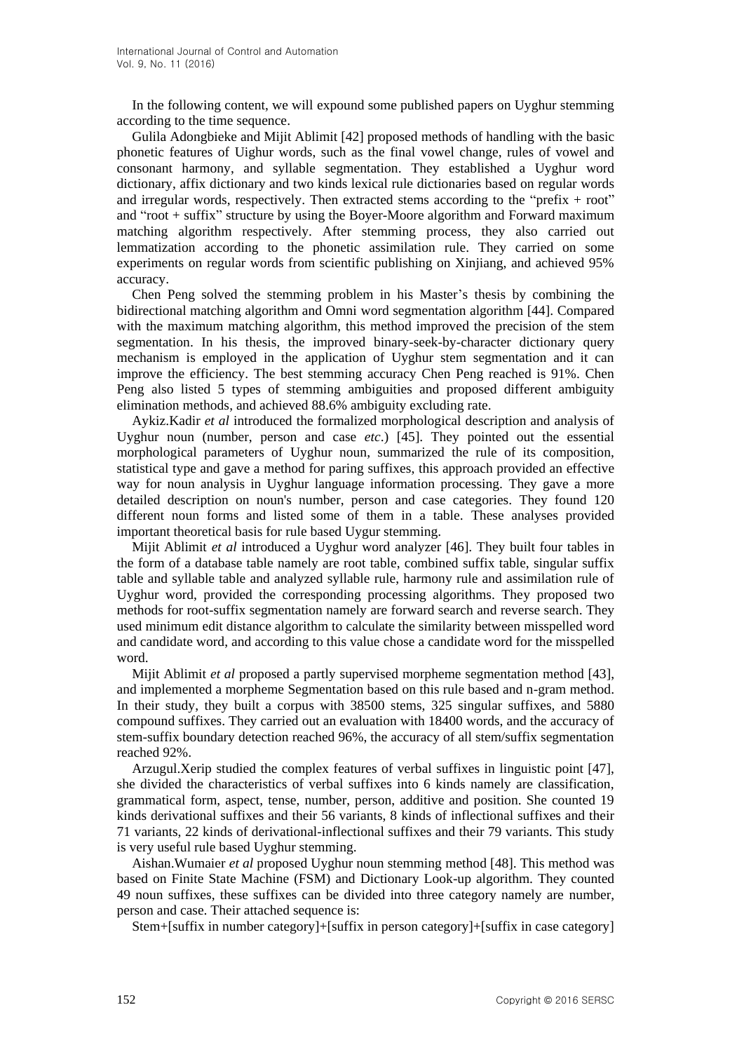In the following content, we will expound some published papers on Uyghur stemming according to the time sequence.

Gulila Adongbieke and Mijit Ablimit [42] proposed methods of handling with the basic phonetic features of Uighur words, such as the final vowel change, rules of vowel and consonant harmony, and syllable segmentation. They established a Uyghur word dictionary, affix dictionary and two kinds lexical rule dictionaries based on regular words and irregular words, respectively. Then extracted stems according to the "prefix + root" and "root + suffix" structure by using the Boyer-Moore algorithm and Forward maximum matching algorithm respectively. After stemming process, they also carried out lemmatization according to the phonetic assimilation rule. They carried on some experiments on regular words from scientific publishing on Xinjiang, and achieved 95% accuracy.

Chen Peng solved the stemming problem in his Master's thesis by combining the bidirectional matching algorithm and Omni word segmentation algorithm [44]. Compared with the maximum matching algorithm, this method improved the precision of the stem segmentation. In his thesis, the improved binary-seek-by-character dictionary query mechanism is employed in the application of Uyghur stem segmentation and it can improve the efficiency. The best stemming accuracy Chen Peng reached is 91%. Chen Peng also listed 5 types of stemming ambiguities and proposed different ambiguity elimination methods, and achieved 88.6% ambiguity excluding rate.

Aykiz.Kadir *et al* introduced the formalized morphological description and analysis of Uyghur noun (number, person and case *etc*.) [45]. They pointed out the essential morphological parameters of Uyghur noun, summarized the rule of its composition, statistical type and gave a method for paring suffixes, this approach provided an effective way for noun analysis in Uyghur language information processing. They gave a more detailed description on noun's number, person and case categories. They found 120 different noun forms and listed some of them in a table. These analyses provided important theoretical basis for rule based Uygur stemming.

Mijit Ablimit *et al* introduced a Uyghur word analyzer [46]. They built four tables in the form of a database table namely are root table, combined suffix table, singular suffix table and syllable table and analyzed syllable rule, harmony rule and assimilation rule of Uyghur word, provided the corresponding processing algorithms. They proposed two methods for root-suffix segmentation namely are forward search and reverse search. They used minimum edit distance algorithm to calculate the similarity between misspelled word and candidate word, and according to this value chose a candidate word for the misspelled word.

Mijit Ablimit *et al* proposed a partly supervised morpheme segmentation method [43], and implemented a morpheme Segmentation based on this rule based and n-gram method. In their study, they built a corpus with 38500 stems, 325 singular suffixes, and 5880 compound suffixes. They carried out an evaluation with 18400 words, and the accuracy of stem-suffix boundary detection reached 96%, the accuracy of all stem/suffix segmentation reached 92%.

Arzugul.Xerip studied the complex features of verbal suffixes in linguistic point [47], she divided the characteristics of verbal suffixes into 6 kinds namely are classification, grammatical form, aspect, tense, number, person, additive and position. She counted 19 kinds derivational suffixes and their 56 variants, 8 kinds of inflectional suffixes and their 71 variants, 22 kinds of derivational-inflectional suffixes and their 79 variants. This study is very useful rule based Uyghur stemming.

Aishan.Wumaier *et al* proposed Uyghur noun stemming method [48]. This method was based on Finite State Machine (FSM) and Dictionary Look-up algorithm. They counted 49 noun suffixes, these suffixes can be divided into three category namely are number, person and case. Their attached sequence is:

Stem+[suffix in number category]+[suffix in person category]+[suffix in case category]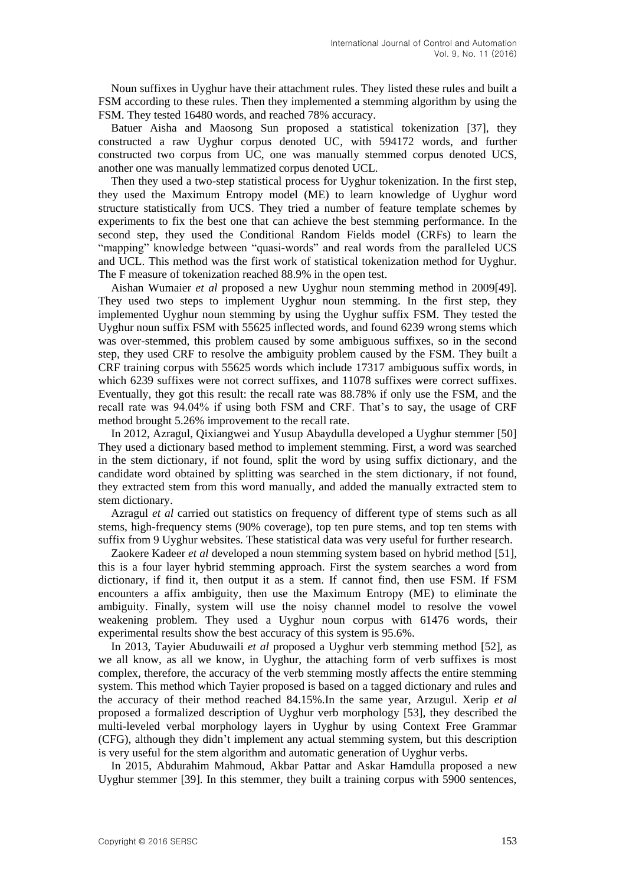Noun suffixes in Uyghur have their attachment rules. They listed these rules and built a FSM according to these rules. Then they implemented a stemming algorithm by using the FSM. They tested 16480 words, and reached 78% accuracy.

Batuer Aisha and Maosong Sun proposed a statistical tokenization [37], they constructed a raw Uyghur corpus denoted UC, with 594172 words, and further constructed two corpus from UC, one was manually stemmed corpus denoted UCS, another one was manually lemmatized corpus denoted UCL.

Then they used a two-step statistical process for Uyghur tokenization. In the first step, they used the Maximum Entropy model (ME) to learn knowledge of Uyghur word structure statistically from UCS. They tried a number of feature template schemes by experiments to fix the best one that can achieve the best stemming performance. In the second step, they used the Conditional Random Fields model (CRFs) to learn the "mapping" knowledge between "quasi-words" and real words from the paralleled UCS and UCL. This method was the first work of statistical tokenization method for Uyghur. The F measure of tokenization reached 88.9% in the open test.

Aishan Wumaier *et al* proposed a new Uyghur noun stemming method in 2009[49]. They used two steps to implement Uyghur noun stemming. In the first step, they implemented Uyghur noun stemming by using the Uyghur suffix FSM. They tested the Uyghur noun suffix FSM with 55625 inflected words, and found 6239 wrong stems which was over-stemmed, this problem caused by some ambiguous suffixes, so in the second step, they used CRF to resolve the ambiguity problem caused by the FSM. They built a CRF training corpus with 55625 words which include 17317 ambiguous suffix words, in which 6239 suffixes were not correct suffixes, and 11078 suffixes were correct suffixes. Eventually, they got this result: the recall rate was 88.78% if only use the FSM, and the recall rate was 94.04% if using both FSM and CRF. That's to say, the usage of CRF method brought 5.26% improvement to the recall rate.

In 2012, Azragul, Qixiangwei and Yusup Abaydulla developed a Uyghur stemmer [50] They used a dictionary based method to implement stemming. First, a word was searched in the stem dictionary, if not found, split the word by using suffix dictionary, and the candidate word obtained by splitting was searched in the stem dictionary, if not found, they extracted stem from this word manually, and added the manually extracted stem to stem dictionary.

Azragul *et al* carried out statistics on frequency of different type of stems such as all stems, high-frequency stems (90% coverage), top ten pure stems, and top ten stems with suffix from 9 Uyghur websites. These statistical data was very useful for further research.

Zaokere Kadeer *et al* developed a noun stemming system based on hybrid method [51], this is a four layer hybrid stemming approach. First the system searches a word from dictionary, if find it, then output it as a stem. If cannot find, then use FSM. If FSM encounters a affix ambiguity, then use the Maximum Entropy (ME) to eliminate the ambiguity. Finally, system will use the noisy channel model to resolve the vowel weakening problem. They used a Uyghur noun corpus with 61476 words, their experimental results show the best accuracy of this system is 95.6%.

In 2013, Tayier Abuduwaili *et al* proposed a Uyghur verb stemming method [52], as we all know, as all we know, in Uyghur, the attaching form of verb suffixes is most complex, therefore, the accuracy of the verb stemming mostly affects the entire stemming system. This method which Tayier proposed is based on a tagged dictionary and rules and the accuracy of their method reached 84.15%.In the same year, Arzugul. Xerip *et al* proposed a formalized description of Uyghur verb morphology [53], they described the multi-leveled verbal morphology layers in Uyghur by using Context Free Grammar (CFG), although they didn't implement any actual stemming system, but this description is very useful for the stem algorithm and automatic generation of Uyghur verbs.

In 2015, Abdurahim Mahmoud, Akbar Pattar and Askar Hamdulla proposed a new Uyghur stemmer [39]. In this stemmer, they built a training corpus with 5900 sentences,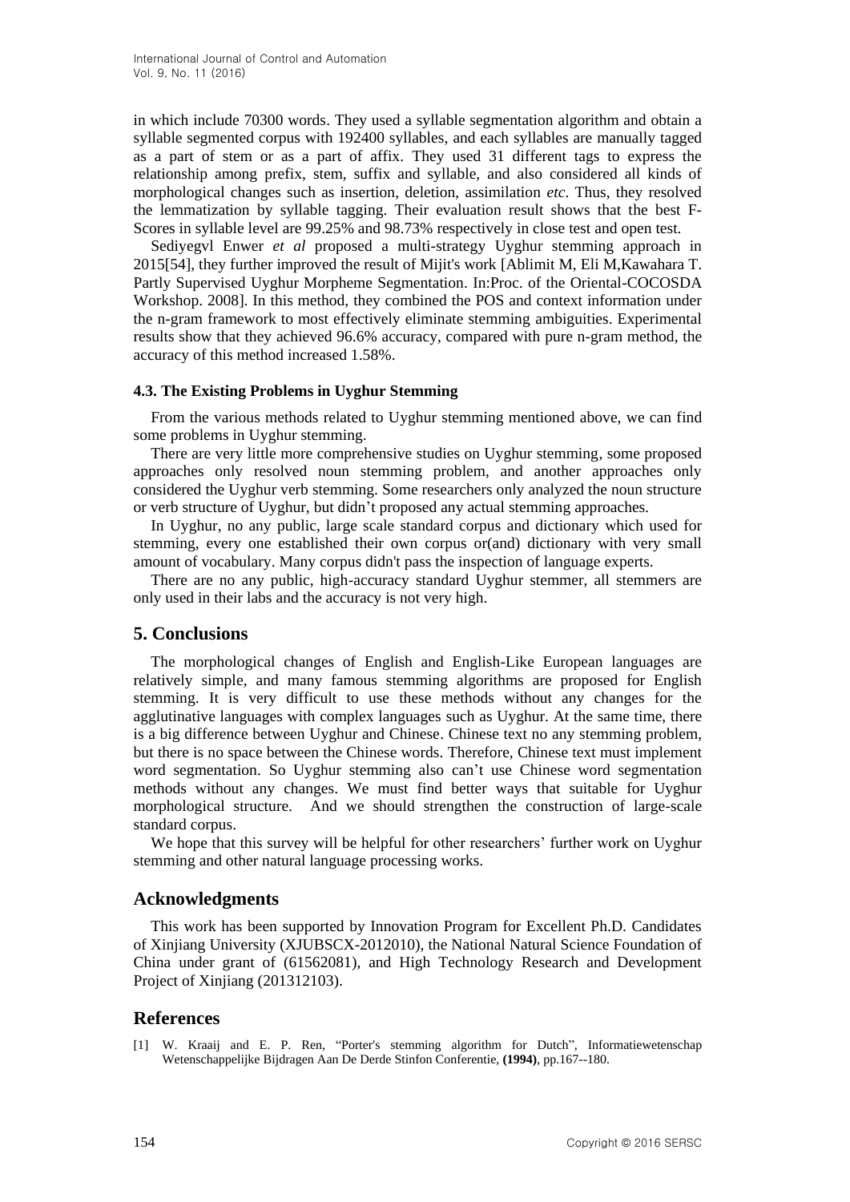in which include 70300 words. They used a syllable segmentation algorithm and obtain a syllable segmented corpus with 192400 syllables, and each syllables are manually tagged as a part of stem or as a part of affix. They used 31 different tags to express the relationship among prefix, stem, suffix and syllable, and also considered all kinds of morphological changes such as insertion, deletion, assimilation *etc*. Thus, they resolved the lemmatization by syllable tagging. Their evaluation result shows that the best F-Scores in syllable level are 99.25% and 98.73% respectively in close test and open test.

Sediyegvl Enwer *et al* proposed a multi-strategy Uyghur stemming approach in 2015[54], they further improved the result of Mijit's work [Ablimit M, Eli M,Kawahara T. Partly Supervised Uyghur Morpheme Segmentation. In:Proc. of the Oriental-COCOSDA Workshop. 2008]. In this method, they combined the POS and context information under the n-gram framework to most effectively eliminate stemming ambiguities. Experimental results show that they achieved 96.6% accuracy, compared with pure n-gram method, the accuracy of this method increased 1.58%.

### 4.3. The Existing Problems in Uyghur Stemming

From the various methods related to Uyghur stemming mentioned above, we can find some problems in Uyghur stemming.

There are very little more comprehensive studies on Uyghur stemming, some proposed approaches only resolved noun stemming problem, and another approaches only considered the Uyghur verb stemming. Some researchers only analyzed the noun structure or verb structure of Uyghur, but didn't proposed any actual stemming approaches.

In Uyghur, no any public, large scale standard corpus and dictionary which used for stemming, every one established their own corpus or(and) dictionary with very small amount of vocabulary. Many corpus didn't pass the inspection of language experts.

There are no any public, high-accuracy standard Uyghur stemmer, all stemmers are only used in their labs and the accuracy is not very high.

## 5. Conclusions

The morphological changes of English and English-Like European languages are relatively simple, and many famous stemming algorithms are proposed for English stemming. It is very difficult to use these methods without any changes for the agglutinative languages with complex languages such as Uyghur. At the same time, there is a big difference between Uyghur and Chinese. Chinese text no any stemming problem, but there is no space between the Chinese words. Therefore, Chinese text must implement word segmentation. So Uyghur stemming also can't use Chinese word segmentation methods without any changes. We must find better ways that suitable for Uyghur morphological structure. And we should strengthen the construction of large-scale standard corpus.

We hope that this survey will be helpful for other researchers' further work on Uyghur stemming and other natural language processing works.

## Acknowledgments

This work has been supported by Innovation Program for Excellent Ph.D. Candidates of Xinjiang University (XJUBSCX-2012010), the National Natural Science Foundation of China under grant of (61562081), and High Technology Research and Development Project of Xinjiang (201312103).

## References

[1] W. Kraaij and E. P. Ren, "Porter's stemming algorithm for Dutch", Informatiewetenschap Wetenschappelijke Bijdragen Aan De Derde Stinfon Conferentie, **(1994)**, pp.167--180.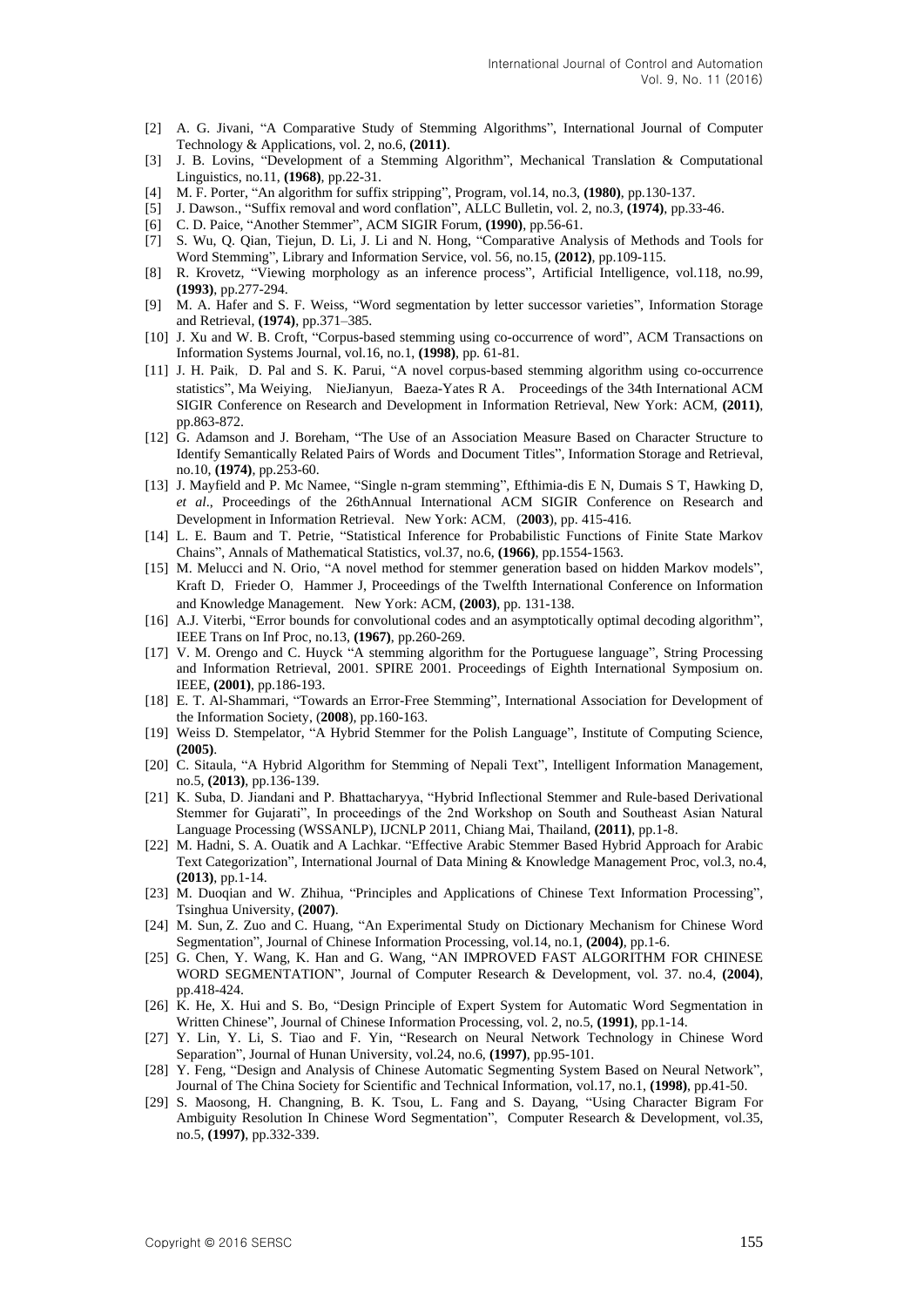[2] A. G. Jivani, "A Comparative Study of Stemming Algorithms", International Journal of Computer Technology & Applications, vol. 2, no.6, **(2011)**.

[3] J. B. Lovins, "Development of a Stemming Algorithm", Mechanical Translation & Computational Linguistics, no.11, **(1968)**, pp.22-31.

[4] M. F. Porter, "An algorithm for suffix stripping", Program, vol.14, no.3, **(1980)**, pp.130-137.

[5] J. Dawson., "Suffix removal and word conflation", ALLC Bulletin, vol. 2, no.3, **(1974)**, pp.33-46.

[6] C. D. Paice, "Another Stemmer", ACM SIGIR Forum, **(1990)**, pp.56-61.

[7] S. Wu, Q. Qian, Tiejun, D. Li, J. Li and N. Hong, "Comparative Analysis of Methods and Tools for Word Stemming", Library and Information Service, vol. 56, no.15, **(2012)**, pp.109-115.

[8] R. Krovetz, "Viewing morphology as an inference process", Artificial Intelligence, vol.118, no.99, **(1993)**, pp.277-294.

[9] M. A. Hafer and S. F. Weiss, "Word segmentation by letter successor varieties", Information Storage and Retrieval, **(1974)**, pp.371–385.

[10] J. Xu and W. B. Croft, "Corpus-based stemming using co-occurrence of word", ACM Transactions on Information Systems Journal, vol.16, no.1, **(1998)**, pp. 61-81.

[11] J. H. Paik, D. Pal and S. K. Parui, "A novel corpus-based stemming algorithm using co-occurrence statistics", Ma Weiying, NieJianyun, Baeza-Yates R A. Proceedings of the 34th International ACM SIGIR Conference on Research and Development in Information Retrieval, New York: ACM, **(2011)**, pp.863-872.

[12] G. Adamson and J. Boreham, "The Use of an Association Measure Based on Character Structure to Identify Semantically Related Pairs of Words and Document Titles", Information Storage and Retrieval, no.10, **(1974)**, pp.253-60.

[13] J. Mayfield and P. Mc Namee, "Single n-gram stemming", Efthimia-dis E N, Dumais S T, Hawking D, *et al*., Proceedings of the 26thAnnual International ACM SIGIR Conference on Research and Development in Information Retrieval. New York: ACM, (**2003**), pp. 415-416.

[14] L. E. Baum and T. Petrie, "Statistical Inference for Probabilistic Functions of Finite State Markov Chains", Annals of Mathematical Statistics, vol.37, no.6, **(1966)**, pp.1554-1563.

[15] M. Melucci and N. Orio, "A novel method for stemmer generation based on hidden Markov models", Kraft D, Frieder O, Hammer J, Proceedings of the Twelfth International Conference on Information and Knowledge Management. New York: ACM, **(2003)**, pp. 131-138.

[16] A.J. Viterbi, "Error bounds for convolutional codes and an asymptotically optimal decoding algorithm", IEEE Trans on Inf Proc, no.13, **(1967)**, pp.260-269.

[17] V. M. Orengo and C. Huyck "A stemming algorithm for the Portuguese language", String Processing and Information Retrieval, 2001. SPIRE 2001. Proceedings of Eighth International Symposium on. IEEE, **(2001)**, pp.186-193.

[18] E. T. Al-Shammari, "Towards an Error-Free Stemming", International Association for Development of the Information Society, (**2008**), pp.160-163.

[19] Weiss D. Stempelator, "A Hybrid Stemmer for the Polish Language", Institute of Computing Science, **(2005)**.

[20] C. Sitaula, "A Hybrid Algorithm for Stemming of Nepali Text", Intelligent Information Management, no.5, **(2013)**, pp.136-139.

[21] K. Suba, D. Jiandani and P. Bhattacharyya, "Hybrid Inflectional Stemmer and Rule-based Derivational Stemmer for Gujarati", In proceedings of the 2nd Workshop on South and Southeast Asian Natural Language Processing (WSSANLP), IJCNLP 2011, Chiang Mai, Thailand, **(2011)**, pp.1-8.

[22] M. Hadni, S. A. Ouatik and A Lachkar. "Effective Arabic Stemmer Based Hybrid Approach for Arabic Text Categorization", International Journal of Data Mining & Knowledge Management Proc, vol.3, no.4, **(2013)**, pp.1-14.

[23] M. Duoqian and W. Zhihua, "Principles and Applications of Chinese Text Information Processing", Tsinghua University, **(2007)**.

[24] M. Sun, Z. Zuo and C. Huang, "An Experimental Study on Dictionary Mechanism for Chinese Word Segmentation", Journal of Chinese Information Processing, vol.14, no.1, **(2004)**, pp.1-6.

[25] G. Chen, Y. Wang, K. Han and G. Wang, "AN IMPROVED FAST ALGORITHM FOR CHINESE WORD SEGMENTATION", Journal of Computer Research & Development, vol. 37. no.4, **(2004)**, pp.418-424.

[26] K. He, X. Hui and S. Bo, "Design Principle of Expert System for Automatic Word Segmentation in Written Chinese", Journal of Chinese Information Processing, vol. 2, no.5, **(1991)**, pp.1-14.

[27] Y. Lin, Y. Li, S. Tiao and F. Yin, "Research on Neural Network Technology in Chinese Word Separation", Journal of Hunan University, vol.24, no.6, **(1997)**, pp.95-101.

[28] Y. Feng, "Design and Analysis of Chinese Automatic Segmenting System Based on Neural Network", Journal of The China Society for Scientific and Technical Information, vol.17, no.1, **(1998)**, pp.41-50.

[29] S. Maosong, H. Changning, B. K. Tsou, L. Fang and S. Dayang, "Using Character Bigram For Ambiguity Resolution In Chinese Word Segmentation", Computer Research & Development, vol.35, no.5, **(1997)**, pp.332-339.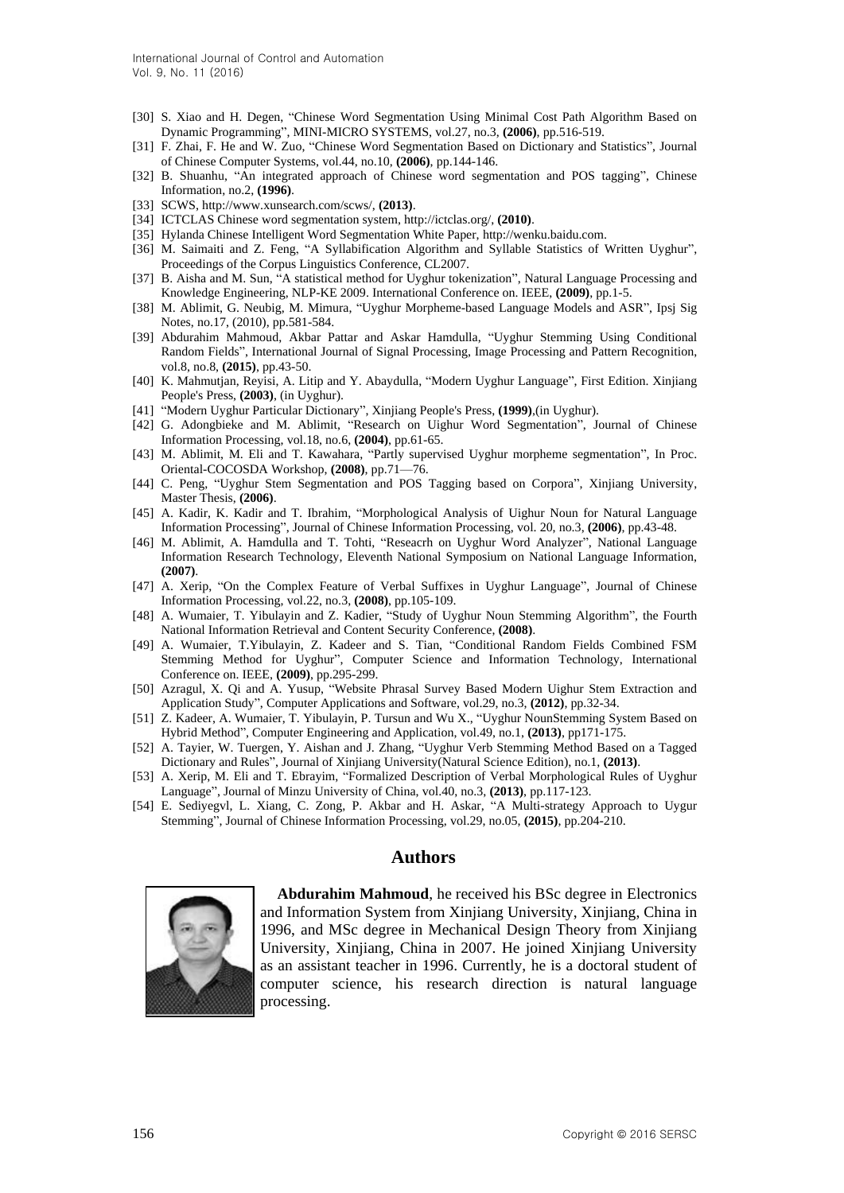[30] S. Xiao and H. Degen, “Chinese Word Segmentation Using Minimal Cost Path Algorithm Based on Dynamic Programming”, MINI-MICRO SYSTEMS, vol.27, no.3, **(2006)**, pp.516-519.

[31] F. Zhai, F. He and W. Zuo, “Chinese Word Segmentation Based on Dictionary and Statistics”, Journal of Chinese Computer Systems, vol.44, no.10, **(2006)**, pp.144-146.

[32] B. Shuanhu, “An integrated approach of Chinese word segmentation and POS tagging”, Chinese Information, no.2, **(1996)**.

[33] SCWS, http://www.xunsearch.com/scws/, **(2013)**.

[34] ICTCLAS Chinese word segmentation system, http://ictclas.org/, **(2010)**.

[35] Hylanda Chinese Intelligent Word Segmentation White Paper, http://wenku.baidu.com.

[36] M. Saimaiti and Z. Feng, “A Syllabification Algorithm and Syllable Statistics of Written Uyghur”, Proceedings of the Corpus Linguistics Conference, CL2007.

[37] B. Aisha and M. Sun, “A statistical method for Uyghur tokenization”, Natural Language Processing and Knowledge Engineering, NLP-KE 2009. International Conference on. IEEE, **(2009)**, pp.1-5.

[38] M. Ablimit, G. Neubig, M. Mimura, “Uyghur Morpheme-based Language Models and ASR”, Ipsj Sig Notes, no.17, (2010), pp.581-584.

[39] Abdurahim Mahmoud, Akbar Pattar and Askar Hamdulla, “Uyghur Stemming Using Conditional Random Fields”, International Journal of Signal Processing, Image Processing and Pattern Recognition, vol.8, no.8, **(2015)**, pp.43-50.

[40] K. Mahmutjan, Reyisi, A. Litip and Y. Abaydulla, “Modern Uyghur Language”, First Edition. Xinjiang People's Press, **(2003)**, (in Uyghur).

[41] “Modern Uyghur Particular Dictionary”, Xinjiang People's Press, **(1999)**,(in Uyghur).

[42] G. Adongbieke and M. Ablimit, “Research on Uighur Word Segmentation”, Journal of Chinese Information Processing, vol.18, no.6, **(2004)**, pp.61-65.

[43] M. Ablimit, M. Eli and T. Kawahara, “Partly supervised Uyghur morpheme segmentation”, In Proc. Oriental-COCOSDA Workshop, **(2008)**, pp.71—76.

[44] C. Peng, “Uyghur Stem Segmentation and POS Tagging based on Corpora”, Xinjiang University, Master Thesis, **(2006)**.

[45] A. Kadir, K. Kadir and T. Ibrahim, “Morphological Analysis of Uighur Noun for Natural Language Information Processing”, Journal of Chinese Information Processing, vol. 20, no.3, **(2006)**, pp.43-48.

[46] M. Ablimit, A. Hamdulla and T. Tohti, “Reseacrh on Uyghur Word Analyzer”, National Language Information Research Technology, Eleventh National Symposium on National Language Information, **(2007)**.

[47] A. Xerip, “On the Complex Feature of Verbal Suffixes in Uyghur Language”, Journal of Chinese Information Processing, vol.22, no.3, **(2008)**, pp.105-109.

[48] A. Wumaier, T. Yibulayin and Z. Kadier, “Study of Uyghur Noun Stemming Algorithm”, the Fourth National Information Retrieval and Content Security Conference, **(2008)**.

[49] A. Wumaier, T.Yibulayin, Z. Kadeer and S. Tian, “Conditional Random Fields Combined FSM Stemming Method for Uyghur”, Computer Science and Information Technology, International Conference on. IEEE, **(2009)**, pp.295-299.

[50] Azragul, X. Qi and A. Yusup, “Website Phrasal Survey Based Modern Uighur Stem Extraction and Application Study”, Computer Applications and Software, vol.29, no.3, **(2012)**, pp.32-34.

[51] Z. Kadeer, A. Wumaier, T. Yibulayin, P. Tursun and Wu X., “Uyghur NounStemming System Based on Hybrid Method”, Computer Engineering and Application, vol.49, no.1, **(2013)**, pp171-175.

[52] A. Tayier, W. Tuergen, Y. Aishan and J. Zhang, “Uyghur Verb Stemming Method Based on a Tagged Dictionary and Rules”, Journal of Xinjiang University(Natural Science Edition), no.1, **(2013)**.

[53] A. Xerip, M. Eli and T. Ebrayim, “Formalized Description of Verbal Morphological Rules of Uyghur Language”, Journal of Minzu University of China, vol.40, no.3, **(2013)**, pp.117-123.

[54] E. Sediyegvl, L. Xiang, C. Zong, P. Akbar and H. Askar, “A Multi-strategy Approach to Uygur Stemming”, Journal of Chinese Information Processing, vol.29, no.05, **(2015)**, pp.204-210.

## Authors

**Abdurahim Mahmoud**, he received his BSc degree in Electronics and Information System from Xinjiang University, Xinjiang, China in 1996, and MSc degree in Mechanical Design Theory from Xinjiang University, Xinjiang, China in 2007. He joined Xinjiang University as an assistant teacher in 1996. Currently, he is a doctoral student of computer science, his research direction is natural language processing.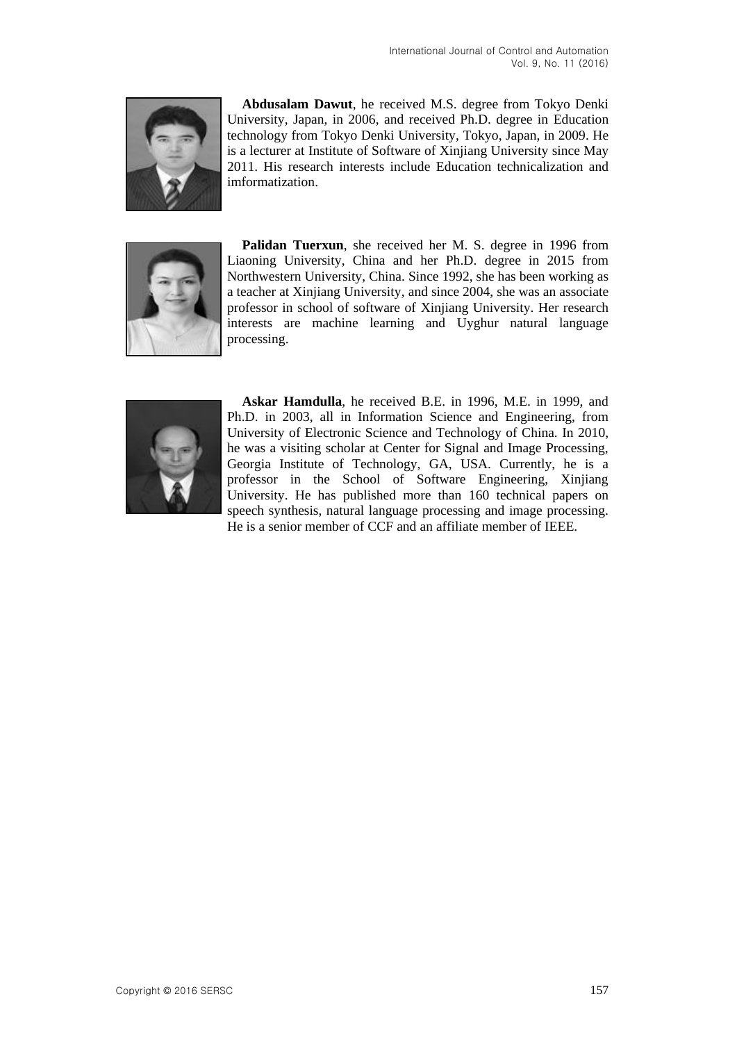**Abdusalam Dawut**, he received M.S. degree from Tokyo Denki University, Japan, in 2006, and received Ph.D. degree in Education technology from Tokyo Denki University, Tokyo, Japan, in 2009. He is a lecturer at Institute of Software of Xinjiang University since May 2011. His research interests include Education technicalization and imformatization.

**Palidan Tuerxun**, she received her M. S. degree in 1996 from Liaoning University, China and her Ph.D. degree in 2015 from Northwestern University, China. Since 1992, she has been working as a teacher at Xinjiang University, and since 2004, she was an associate professor in school of software of Xinjiang University. Her research interests are machine learning and Uyghur natural language processing.

**Askar Hamdulla**, he received B.E. in 1996, M.E. in 1999, and Ph.D. in 2003, all in Information Science and Engineering, from University of Electronic Science and Technology of China. In 2010, he was a visiting scholar at Center for Signal and Image Processing, Georgia Institute of Technology, GA, USA. Currently, he is a professor in the School of Software Engineering, Xinjiang University. He has published more than 160 technical papers on speech synthesis, natural language processing and image processing. He is a senior member of CCF and an affiliate member of IEEE.